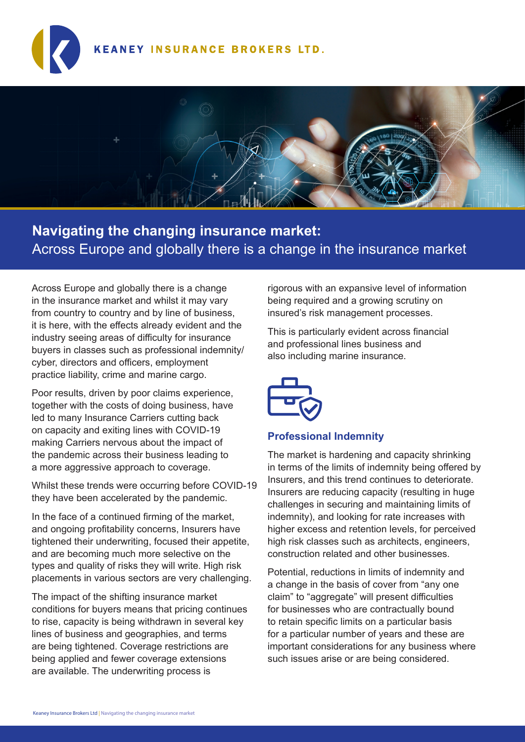KEANEY INSURANCE BROKERS LTD.

# Navigating the changing insurance market:

Across Europe and globally there is a change in the insurance market

Across Europe and globally there is a change in the insurance market and whilst it may vary from country to country and by line of business, it is here, with the effects already evident and the industry seeing areas of difficulty for insurance buyers in classes such as professional indemnity/cyber, directors and officers, employment practice liability, crime and marine cargo.

Poor results, driven by poor claims experience, together with the costs of doing business, have led to many Insurance Carriers cutting back on capacity and exiting lines with COVID-19 making Carriers nervous about the impact of the pandemic across their business leading to a more aggressive approach to coverage.

Whilst these trends were occurring before COVID-19 they have been accelerated by the pandemic.

In the face of a continued firming of the market, and ongoing profitability concerns, Insurers have tightened their underwriting, focused their appetite, and are becoming much more selective on the types and quality of risks they will write. High risk placements in various sectors are very challenging.

The impact of the shifting insurance market conditions for buyers means that pricing continues to rise, capacity is being withdrawn in several key lines of business and geographies, and terms are being tightened. Coverage restrictions are being applied and fewer coverage extensions are available. The underwriting process is rigorous with an expansive level of information being required and a growing scrutiny on insured's risk management processes.

This is particularly evident across financial and professional lines business and also including marine insurance.

## Professional Indemnity

The market is hardening and capacity shrinking in terms of the limits of indemnity being offered by Insurers, and this trend continues to deteriorate. Insurers are reducing capacity (resulting in huge challenges in securing and maintaining limits of indemnity), and looking for rate increases with higher excess and retention levels, for perceived high risk classes such as architects, engineers, construction related and other businesses.

Potential, reductions in limits of indemnity and a change in the basis of cover from "any one claim" to "aggregate" will present difficulties for businesses who are contractually bound to retain specific limits on a particular basis for a particular number of years and these are important considerations for any business where such issues arise or are being considered.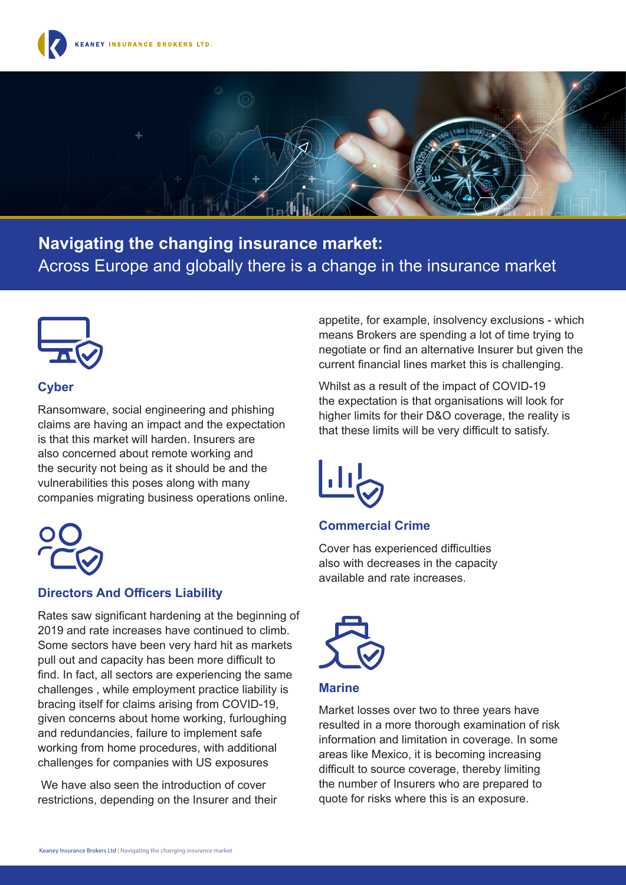## Navigating the changing insurance market:

Across Europe and globally there is a change in the insurance market

### Cyber

Ransomware, social engineering and phishing claims are having an impact and the expectation is that this market will harden. Insurers are also concerned about remote working and the security not being as it should be and the vulnerabilities this poses along with many companies migrating business operations online.

### Directors And Officers Liability

Rates saw significant hardening at the beginning of 2019 and rate increases have continued to climb. Some sectors have been very hard hit as markets pull out and capacity has been more difficult to find. In fact, all sectors are experiencing the same challenges , while employment practice liability is bracing itself for claims arising from COVID-19, given concerns about home working, furloughing and redundancies, failure to implement safe working from home procedures, with additional challenges for companies with US exposures

We have also seen the introduction of cover restrictions, depending on the Insurer and their appetite, for example, insolvency exclusions - which means Brokers are spending a lot of time trying to negotiate or find an alternative Insurer but given the current financial lines market this is challenging.

Whilst as a result of the impact of COVID-19 the expectation is that organisations will look for higher limits for their D&O coverage, the reality is that these limits will be very difficult to satisfy.

### Commercial Crime

Cover has experienced difficulties also with decreases in the capacity available and rate increases.

### Marine

Market losses over two to three years have resulted in a more thorough examination of risk information and limitation in coverage. In some areas like Mexico, it is becoming increasing difficult to source coverage, thereby limiting the number of Insurers who are prepared to quote for risks where this is an exposure.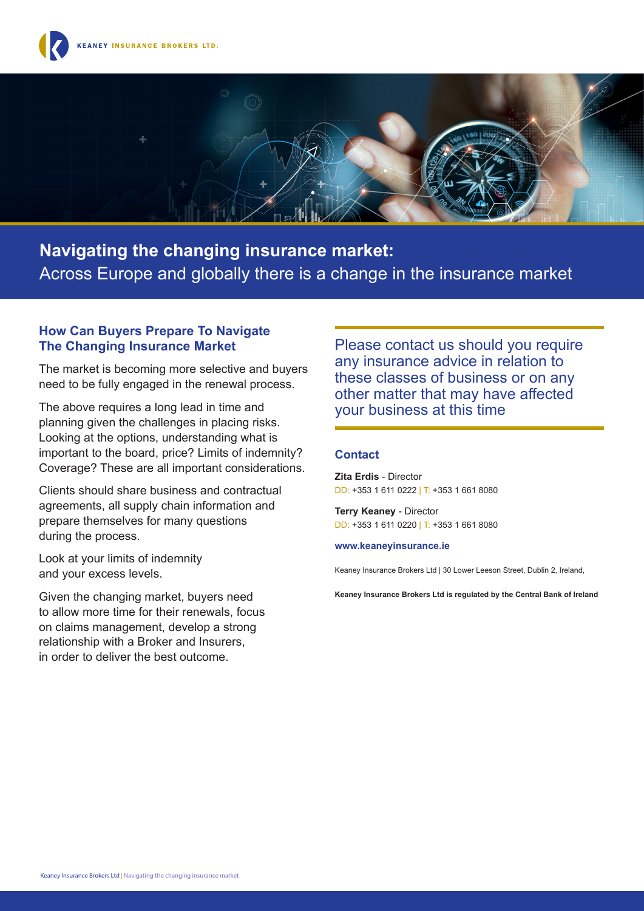KEANEY INSURANCE BROKERS LTD.

## Navigating the changing insurance market:

Across Europe and globally there is a change in the insurance market

### How Can Buyers Prepare To Navigate The Changing Insurance Market

The market is becoming more selective and buyers need to be fully engaged in the renewal process.

The above requires a long lead in time and planning given the challenges in placing risks. Looking at the options, understanding what is important to the board, price? Limits of indemnity? Coverage? These are all important considerations.

Clients should share business and contractual agreements, all supply chain information and prepare themselves for many questions during the process.

Look at your limits of indemnity and your excess levels.

Given the changing market, buyers need to allow more time for their renewals, focus on claims management, develop a strong relationship with a Broker and Insurers, in order to deliver the best outcome.

Please contact us should you require any insurance advice in relation to these classes of business or on any other matter that may have affected your business at this time

### Contact

**Zita Erdis** - Director
DD: +353 1 611 0222 | T: +353 1 661 8080

**Terry Keaney** - Director
DD: +353 1 611 0220 | T: +353 1 661 8080

**www.keaneyinsurance.ie**

Keaney Insurance Brokers Ltd | 30 Lower Leeson Street, Dublin 2, Ireland,

**Keaney Insurance Brokers Ltd is regulated by the Central Bank of Ireland**